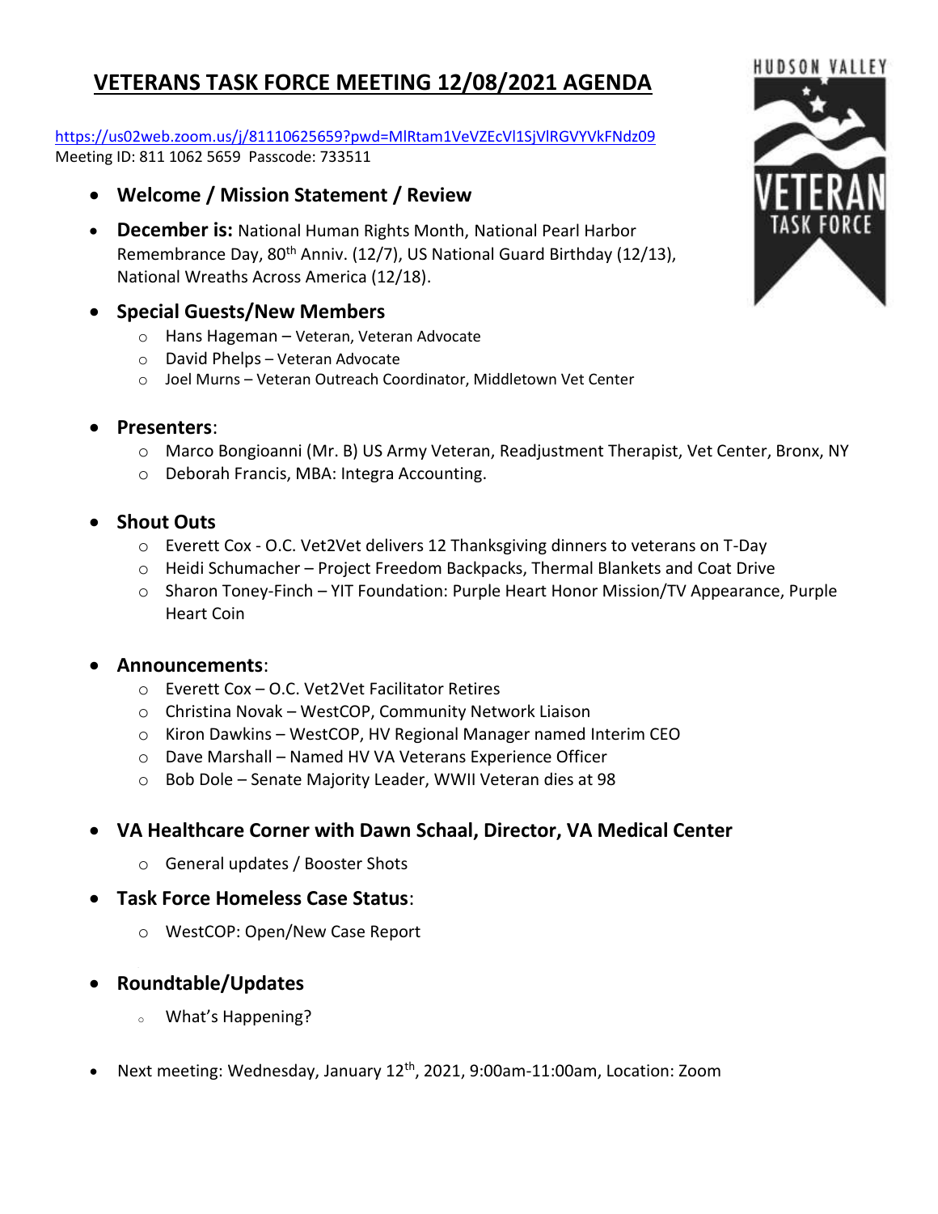# VETERANS TASK FORCE MEETING 12/08/2021 AGENDA

https://us02web.zoom.us/j/81110625659?pwd=MlRtam1VeVZEcVl1SjVlRGVYVkFNdz09
Meeting ID: 811 1062 5659 Passcode: 733511

- **Welcome / Mission Statement / Review**
- **December is:** National Human Rights Month, National Pearl Harbor Remembrance Day, 80th Anniv. (12/7), US National Guard Birthday (12/13), National Wreaths Across America (12/18).
- **Special Guests/New Members**
  - Hans Hageman – Veteran, Veteran Advocate
  - David Phelps – Veteran Advocate
  - Joel Murns – Veteran Outreach Coordinator, Middletown Vet Center
- **Presenters**:
  - Marco Bongioanni (Mr. B) US Army Veteran, Readjustment Therapist, Vet Center, Bronx, NY
  - Deborah Francis, MBA: Integra Accounting.
- **Shout Outs**
  - Everett Cox - O.C. Vet2Vet delivers 12 Thanksgiving dinners to veterans on T-Day
  - Heidi Schumacher – Project Freedom Backpacks, Thermal Blankets and Coat Drive
  - Sharon Toney-Finch – YIT Foundation: Purple Heart Honor Mission/TV Appearance, Purple Heart Coin
- **Announcements**:
  - Everett Cox – O.C. Vet2Vet Facilitator Retires
  - Christina Novak – WestCOP, Community Network Liaison
  - Kiron Dawkins – WestCOP, HV Regional Manager named Interim CEO
  - Dave Marshall – Named HV VA Veterans Experience Officer
  - Bob Dole – Senate Majority Leader, WWII Veteran dies at 98
- **VA Healthcare Corner with Dawn Schaal, Director, VA Medical Center**
  - General updates / Booster Shots
- **Task Force Homeless Case Status**:
  - WestCOP: Open/New Case Report
- **Roundtable/Updates**
  - What's Happening?
- Next meeting: Wednesday, January 12th, 2021, 9:00am-11:00am, Location: Zoom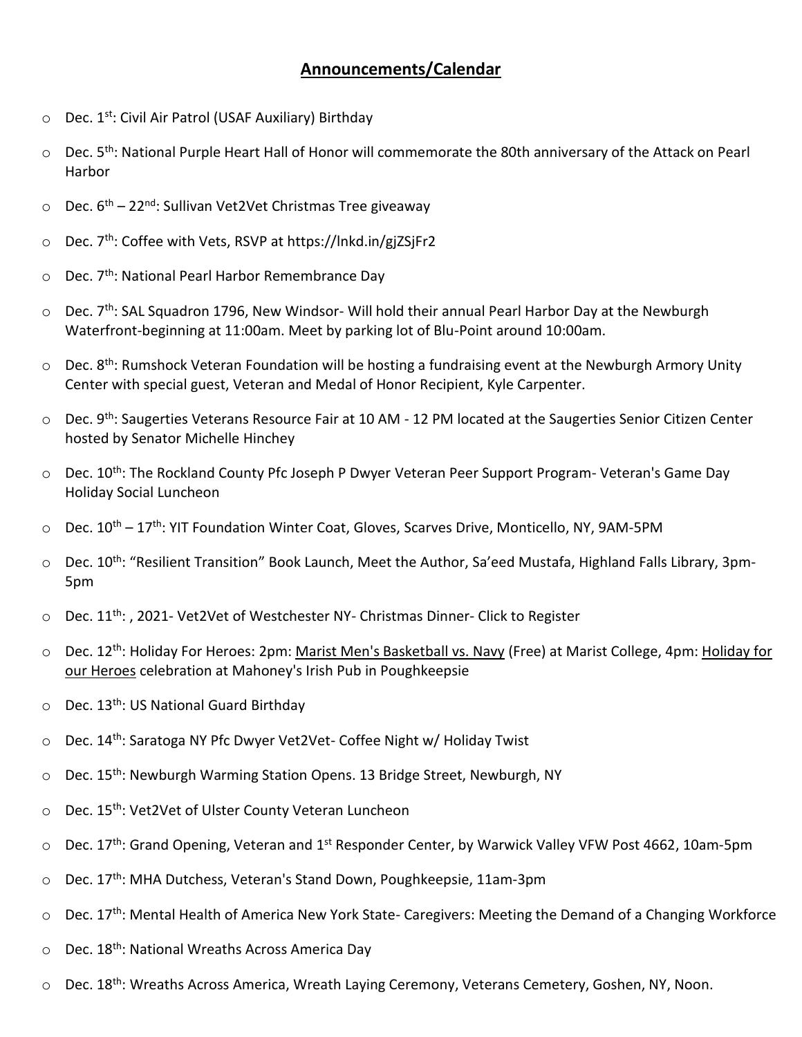## **Announcements/Calendar**

- Dec. 1st: Civil Air Patrol (USAF Auxiliary) Birthday
- Dec. 5th: National Purple Heart Hall of Honor will commemorate the 80th anniversary of the Attack on Pearl Harbor
- Dec. 6th – 22nd: Sullivan Vet2Vet Christmas Tree giveaway
- Dec. 7th: Coffee with Vets, RSVP at https://lnkd.in/gjZSjFr2
- Dec. 7th: National Pearl Harbor Remembrance Day
- Dec. 7th: SAL Squadron 1796, New Windsor- Will hold their annual Pearl Harbor Day at the Newburgh Waterfront-beginning at 11:00am. Meet by parking lot of Blu-Point around 10:00am.
- Dec. 8th: Rumshock Veteran Foundation will be hosting a fundraising event at the Newburgh Armory Unity Center with special guest, Veteran and Medal of Honor Recipient, Kyle Carpenter.
- Dec. 9th: Saugerties Veterans Resource Fair at 10 AM - 12 PM located at the Saugerties Senior Citizen Center hosted by Senator Michelle Hinchey
- Dec. 10th: The Rockland County Pfc Joseph P Dwyer Veteran Peer Support Program- Veteran's Game Day Holiday Social Luncheon
- Dec. 10th – 17th: YIT Foundation Winter Coat, Gloves, Scarves Drive, Monticello, NY, 9AM-5PM
- Dec. 10th: "Resilient Transition" Book Launch, Meet the Author, Sa'eed Mustafa, Highland Falls Library, 3pm-5pm
- Dec. 11th: , 2021- Vet2Vet of Westchester NY- Christmas Dinner- Click to Register
- Dec. 12th: Holiday For Heroes: 2pm: Marist Men's Basketball vs. Navy (Free) at Marist College, 4pm: Holiday for our Heroes celebration at Mahoney's Irish Pub in Poughkeepsie
- Dec. 13th: US National Guard Birthday
- Dec. 14th: Saratoga NY Pfc Dwyer Vet2Vet- Coffee Night w/ Holiday Twist
- Dec. 15th: Newburgh Warming Station Opens. 13 Bridge Street, Newburgh, NY
- Dec. 15th: Vet2Vet of Ulster County Veteran Luncheon
- Dec. 17th: Grand Opening, Veteran and 1st Responder Center, by Warwick Valley VFW Post 4662, 10am-5pm
- Dec. 17th: MHA Dutchess, Veteran's Stand Down, Poughkeepsie, 11am-3pm
- Dec. 17th: Mental Health of America New York State- Caregivers: Meeting the Demand of a Changing Workforce
- Dec. 18th: National Wreaths Across America Day
- Dec. 18th: Wreaths Across America, Wreath Laying Ceremony, Veterans Cemetery, Goshen, NY, Noon.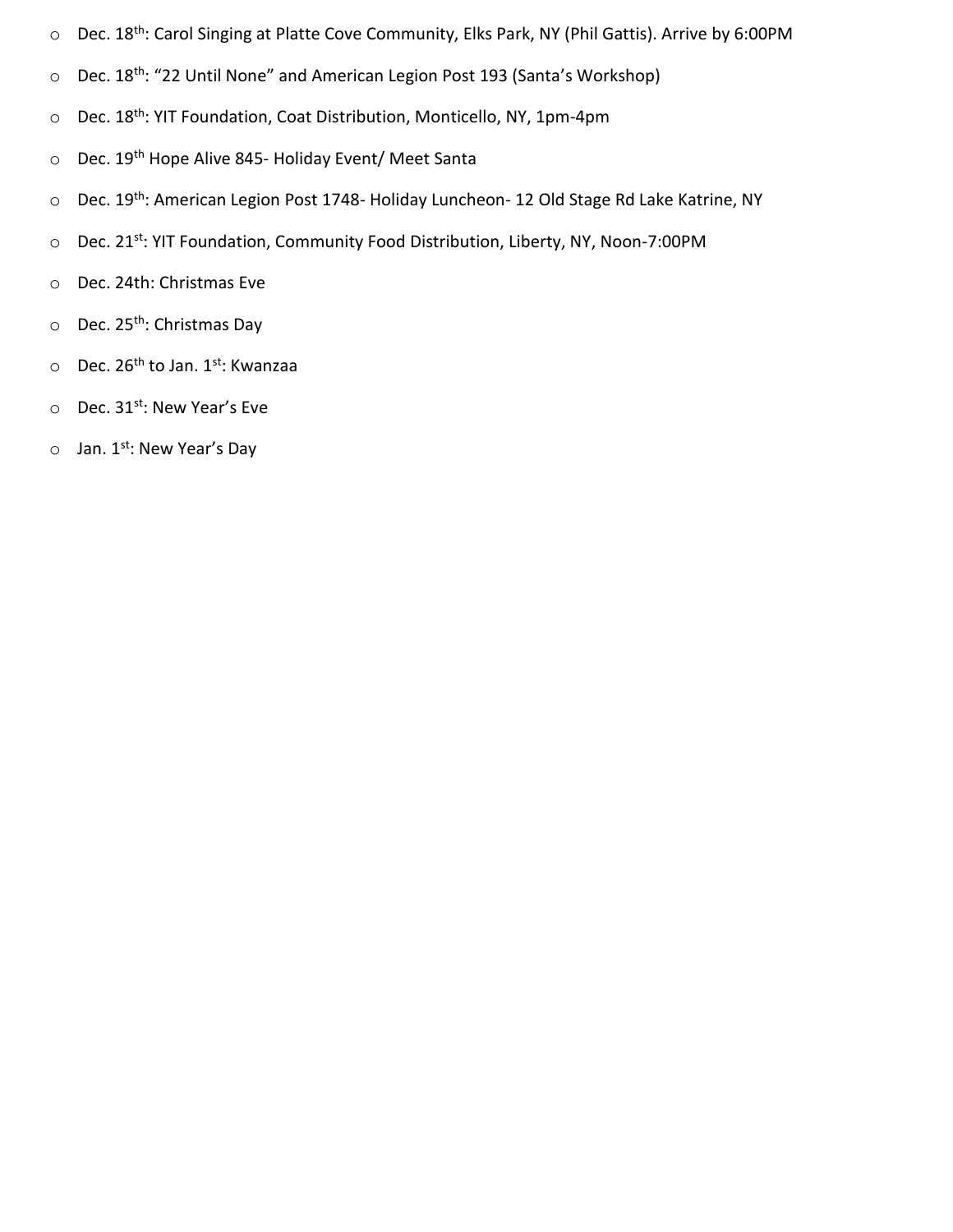- Dec. 18th: Carol Singing at Platte Cove Community, Elks Park, NY (Phil Gattis). Arrive by 6:00PM
- Dec. 18th: "22 Until None" and American Legion Post 193 (Santa's Workshop)
- Dec. 18th: YIT Foundation, Coat Distribution, Monticello, NY, 1pm-4pm
- Dec. 19th Hope Alive 845- Holiday Event/ Meet Santa
- Dec. 19th: American Legion Post 1748- Holiday Luncheon- 12 Old Stage Rd Lake Katrine, NY
- Dec. 21st: YIT Foundation, Community Food Distribution, Liberty, NY, Noon-7:00PM
- Dec. 24th: Christmas Eve
- Dec. 25th: Christmas Day
- Dec. 26th to Jan. 1st: Kwanzaa
- Dec. 31st: New Year's Eve
- Jan. 1st: New Year's Day